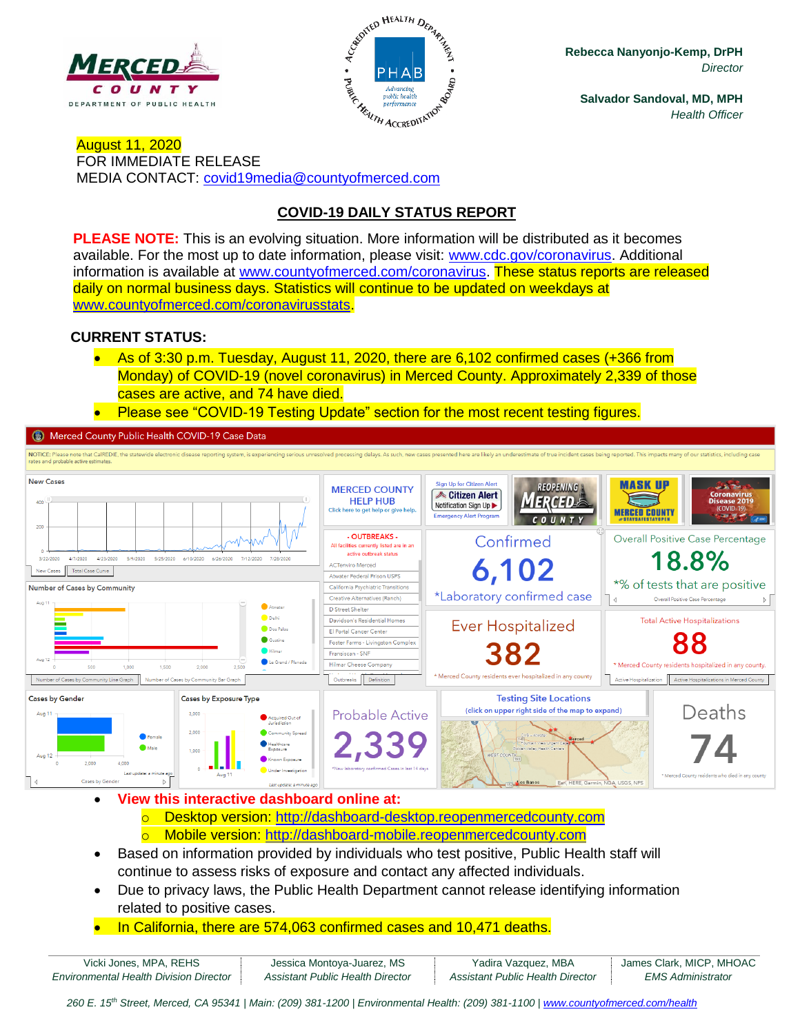Rebecca Nanyonjo-Kemp, DrPH
*Director*

Salvador Sandoval, MD, MPH
*Health Officer*

August 11, 2020
FOR IMMEDIATE RELEASE
MEDIA CONTACT: covid19media@countyofmerced.com

## COVID-19 DAILY STATUS REPORT

**PLEASE NOTE:** This is an evolving situation. More information will be distributed as it becomes available. For the most up to date information, please visit: www.cdc.gov/coronavirus. Additional information is available at www.countyofmerced.com/coronavirus. These status reports are released daily on normal business days. Statistics will continue to be updated on weekdays at www.countyofmerced.com/coronavirusstats.

**CURRENT STATUS:**

- As of 3:30 p.m. Tuesday, August 11, 2020, there are 6,102 confirmed cases (+366 from Monday) of COVID-19 (novel coronavirus) in Merced County. Approximately 2,339 of those cases are active, and 74 have died.
- Please see "COVID-19 Testing Update" section for the most recent testing figures.

Merced County Public Health COVID-19 Case Data

NOTICE: Please note that CalREDIE, the statewide electronic disease reporting system, is experiencing serious unresolved processing delays. As such, new cases presented here are likely an underestimate of true incident cases being reported. This impacts many of our statistics, including case rates and probable active estimates.

| Confirmed | Overall Positive Case Percentage | Ever Hospitalized | Total Active Hospitalizations | Probable Active | Deaths |
|---|---|---|---|---|---|
| 6,102 | 18.8% | 382 | 88 | 2,339 | 74 |
| *Laboratory confirmed case | *% of tests that are positive | * Merced County residents ever hospitalized in any county | * Merced County residents hospitalized in any county. | *New laboratory confirmed Cases in last 14 days | * Merced County residents who died in any county |

- **View this interactive dashboard online at:**
  - Desktop version: http://dashboard-desktop.reopenmercedcounty.com
  - Mobile version: http://dashboard-mobile.reopenmercedcounty.com
- Based on information provided by individuals who test positive, Public Health staff will continue to assess risks of exposure and contact any affected individuals.
- Due to privacy laws, the Public Health Department cannot release identifying information related to positive cases.
- In California, there are 574,063 confirmed cases and 10,471 deaths.

| Vicki Jones, MPA, REHS | Jessica Montoya-Juarez, MS | Yadira Vazquez, MBA | James Clark, MICP, MHOAC |
|---|---|---|---|
| *Environmental Health Division Director* | *Assistant Public Health Director* | *Assistant Public Health Director* | *EMS Administrator* |

*260 E. 15th Street, Merced, CA 95341 | Main: (209) 381-1200 | Environmental Health: (209) 381-1100 | www.countyofmerced.com/health*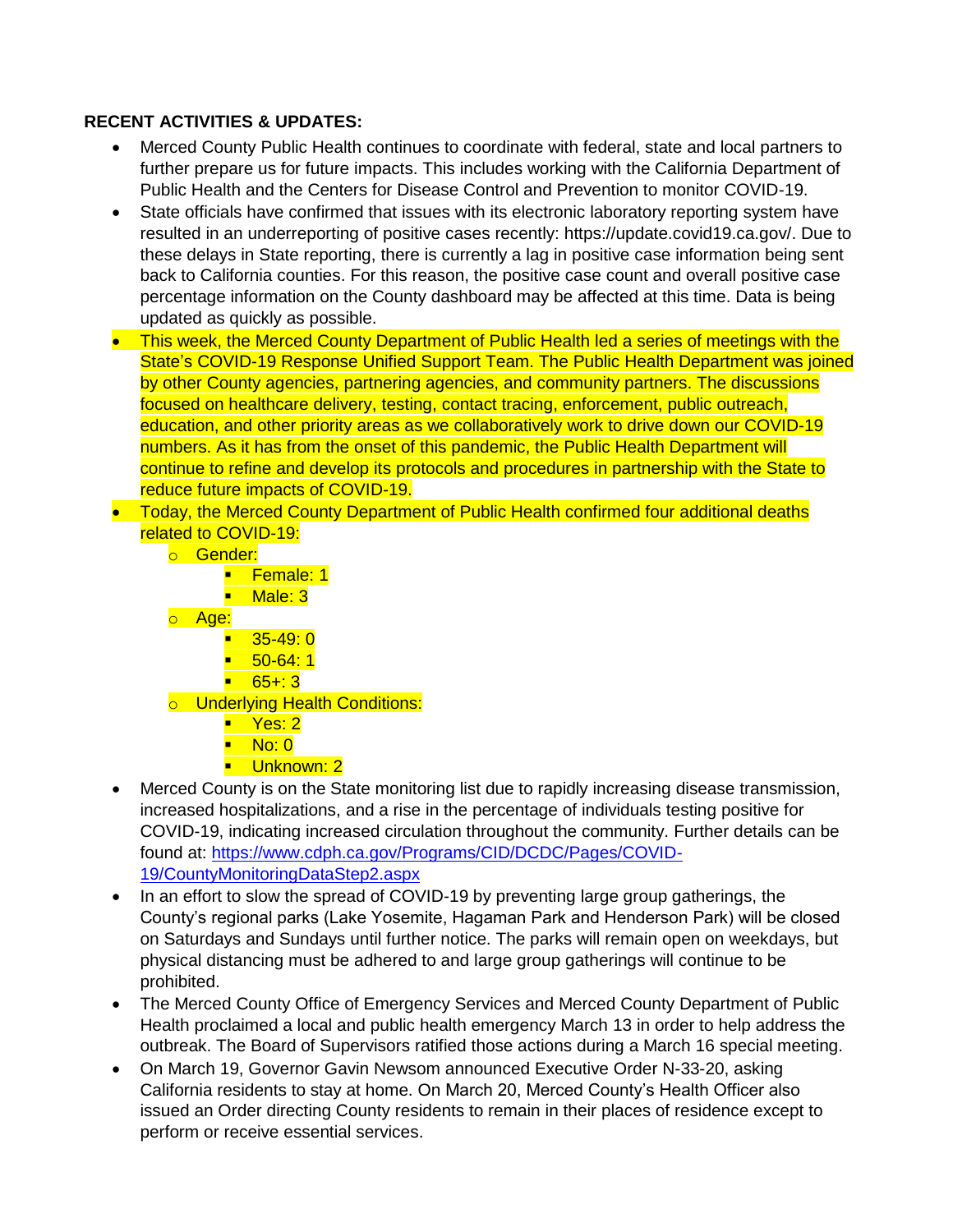**RECENT ACTIVITIES & UPDATES:**

- Merced County Public Health continues to coordinate with federal, state and local partners to further prepare us for future impacts. This includes working with the California Department of Public Health and the Centers for Disease Control and Prevention to monitor COVID-19.
- State officials have confirmed that issues with its electronic laboratory reporting system have resulted in an underreporting of positive cases recently: https://update.covid19.ca.gov/. Due to these delays in State reporting, there is currently a lag in positive case information being sent back to California counties. For this reason, the positive case count and overall positive case percentage information on the County dashboard may be affected at this time. Data is being updated as quickly as possible.
- This week, the Merced County Department of Public Health led a series of meetings with the State's COVID-19 Response Unified Support Team. The Public Health Department was joined by other County agencies, partnering agencies, and community partners. The discussions focused on healthcare delivery, testing, contact tracing, enforcement, public outreach, education, and other priority areas as we collaboratively work to drive down our COVID-19 numbers. As it has from the onset of this pandemic, the Public Health Department will continue to refine and develop its protocols and procedures in partnership with the State to reduce future impacts of COVID-19.
- Today, the Merced County Department of Public Health confirmed four additional deaths related to COVID-19:
  - Gender:
    - Female: 1
    - Male: 3
  - Age:
    - 35-49: 0
    - 50-64: 1
    - 65+: 3
  - Underlying Health Conditions:
    - Yes: 2
    - No: 0
    - Unknown: 2
- Merced County is on the State monitoring list due to rapidly increasing disease transmission, increased hospitalizations, and a rise in the percentage of individuals testing positive for COVID-19, indicating increased circulation throughout the community. Further details can be found at: [https://www.cdph.ca.gov/Programs/CID/DCDC/Pages/COVID-19/CountyMonitoringDataStep2.aspx](https://www.cdph.ca.gov/Programs/CID/DCDC/Pages/COVID-19/CountyMonitoringDataStep2.aspx)
- In an effort to slow the spread of COVID-19 by preventing large group gatherings, the County's regional parks (Lake Yosemite, Hagaman Park and Henderson Park) will be closed on Saturdays and Sundays until further notice. The parks will remain open on weekdays, but physical distancing must be adhered to and large group gatherings will continue to be prohibited.
- The Merced County Office of Emergency Services and Merced County Department of Public Health proclaimed a local and public health emergency March 13 in order to help address the outbreak. The Board of Supervisors ratified those actions during a March 16 special meeting.
- On March 19, Governor Gavin Newsom announced Executive Order N-33-20, asking California residents to stay at home. On March 20, Merced County's Health Officer also issued an Order directing County residents to remain in their places of residence except to perform or receive essential services.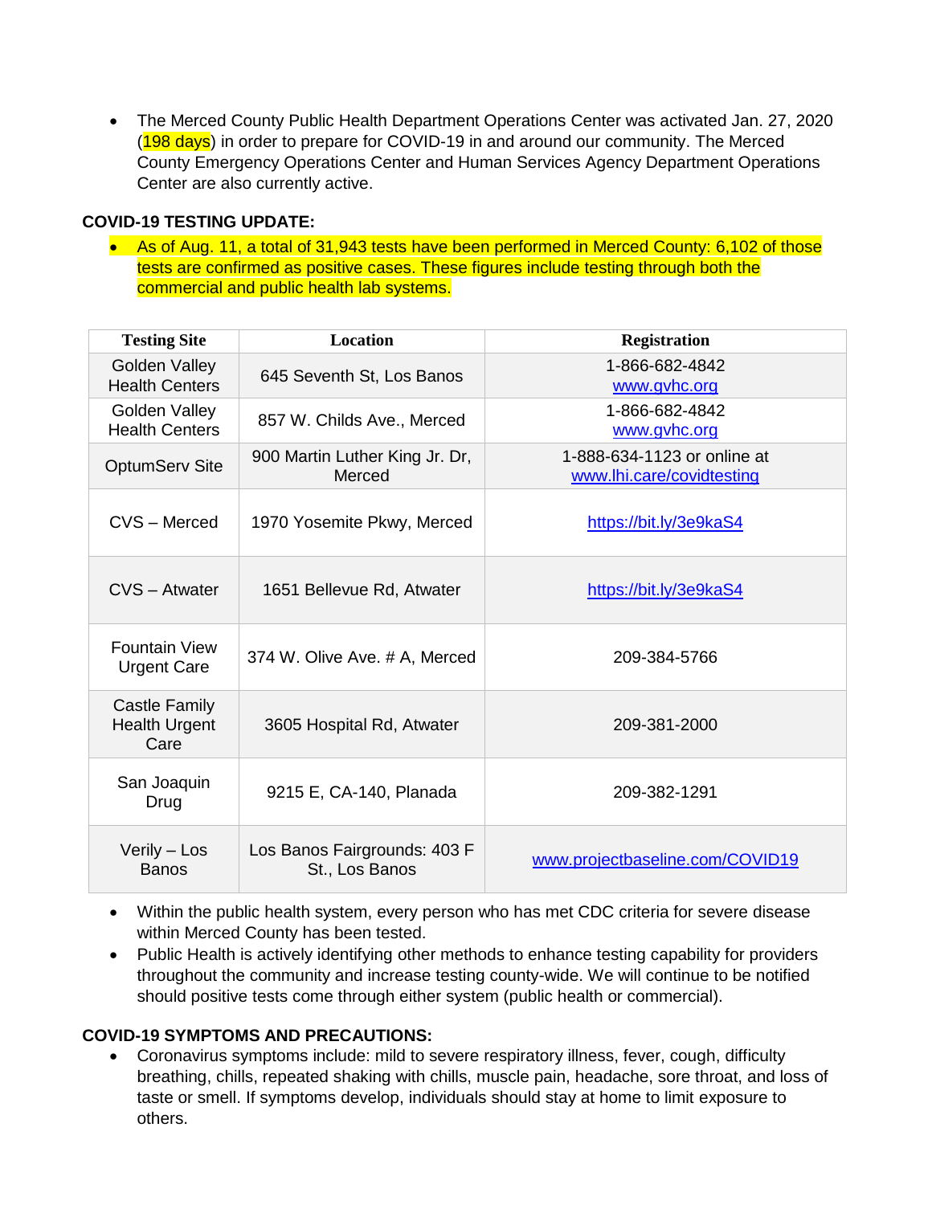- The Merced County Public Health Department Operations Center was activated Jan. 27, 2020 (198 days) in order to prepare for COVID-19 in and around our community. The Merced County Emergency Operations Center and Human Services Agency Department Operations Center are also currently active.

**COVID-19 TESTING UPDATE:**

- As of Aug. 11, a total of 31,943 tests have been performed in Merced County: 6,102 of those tests are confirmed as positive cases. These figures include testing through both the commercial and public health lab systems.

| Testing Site | Location | Registration |
|---|---|---|
| Golden Valley Health Centers | 645 Seventh St, Los Banos | 1-866-682-4842 www.gvhc.org |
| Golden Valley Health Centers | 857 W. Childs Ave., Merced | 1-866-682-4842 www.gvhc.org |
| OptumServ Site | 900 Martin Luther King Jr. Dr, Merced | 1-888-634-1123 or online at www.lhi.care/covidtesting |
| CVS – Merced | 1970 Yosemite Pkwy, Merced | https://bit.ly/3e9kaS4 |
| CVS – Atwater | 1651 Bellevue Rd, Atwater | https://bit.ly/3e9kaS4 |
| Fountain View Urgent Care | 374 W. Olive Ave. # A, Merced | 209-384-5766 |
| Castle Family Health Urgent Care | 3605 Hospital Rd, Atwater | 209-381-2000 |
| San Joaquin Drug | 9215 E, CA-140, Planada | 209-382-1291 |
| Verily – Los Banos | Los Banos Fairgrounds: 403 F St., Los Banos | www.projectbaseline.com/COVID19 |

- Within the public health system, every person who has met CDC criteria for severe disease within Merced County has been tested.
- Public Health is actively identifying other methods to enhance testing capability for providers throughout the community and increase testing county-wide. We will continue to be notified should positive tests come through either system (public health or commercial).

**COVID-19 SYMPTOMS AND PRECAUTIONS:**

- Coronavirus symptoms include: mild to severe respiratory illness, fever, cough, difficulty breathing, chills, repeated shaking with chills, muscle pain, headache, sore throat, and loss of taste or smell. If symptoms develop, individuals should stay at home to limit exposure to others.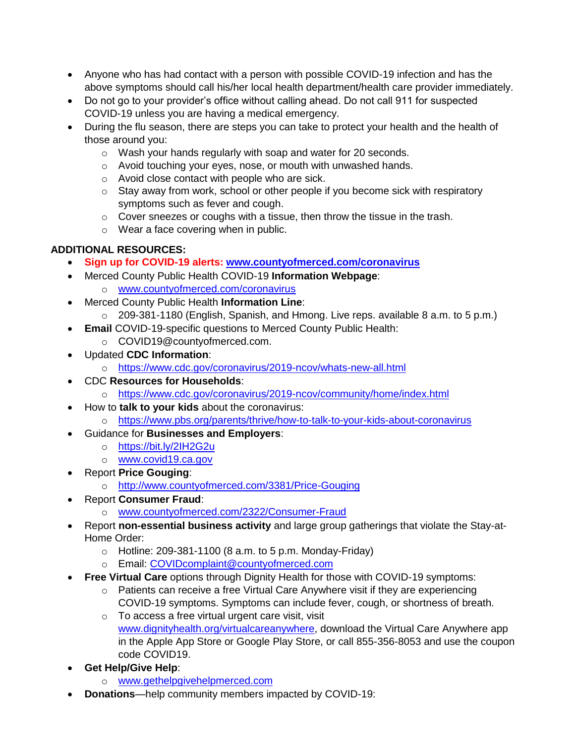- Anyone who has had contact with a person with possible COVID-19 infection and has the above symptoms should call his/her local health department/health care provider immediately.
- Do not go to your provider's office without calling ahead. Do not call 911 for suspected COVID-19 unless you are having a medical emergency.
- During the flu season, there are steps you can take to protect your health and the health of those around you:
  - Wash your hands regularly with soap and water for 20 seconds.
  - Avoid touching your eyes, nose, or mouth with unwashed hands.
  - Avoid close contact with people who are sick.
  - Stay away from work, school or other people if you become sick with respiratory symptoms such as fever and cough.
  - Cover sneezes or coughs with a tissue, then throw the tissue in the trash.
  - Wear a face covering when in public.

**ADDITIONAL RESOURCES:**

- **Sign up for COVID-19 alerts: www.countyofmerced.com/coronavirus**
- Merced County Public Health COVID-19 **Information Webpage**:
  - www.countyofmerced.com/coronavirus
- Merced County Public Health **Information Line**:
  - 209-381-1180 (English, Spanish, and Hmong. Live reps. available 8 a.m. to 5 p.m.)
- **Email** COVID-19-specific questions to Merced County Public Health:
  - COVID19@countyofmerced.com.
- Updated **CDC Information**:
  - https://www.cdc.gov/coronavirus/2019-ncov/whats-new-all.html
- CDC **Resources for Households**:
  - https://www.cdc.gov/coronavirus/2019-ncov/community/home/index.html
- How to **talk to your kids** about the coronavirus:
  - https://www.pbs.org/parents/thrive/how-to-talk-to-your-kids-about-coronavirus
- Guidance for **Businesses and Employers**:
  - https://bit.ly/2IH2G2u
  - www.covid19.ca.gov
- Report **Price Gouging**:
  - http://www.countyofmerced.com/3381/Price-Gouging
- Report **Consumer Fraud**:
  - www.countyofmerced.com/2322/Consumer-Fraud
- Report **non-essential business activity** and large group gatherings that violate the Stay-at-Home Order:
  - Hotline: 209-381-1100 (8 a.m. to 5 p.m. Monday-Friday)
  - Email: COVIDcomplaint@countyofmerced.com
- **Free Virtual Care** options through Dignity Health for those with COVID-19 symptoms:
  - Patients can receive a free Virtual Care Anywhere visit if they are experiencing COVID-19 symptoms. Symptoms can include fever, cough, or shortness of breath.
  - To access a free virtual urgent care visit, visit www.dignityhealth.org/virtualcareanywhere, download the Virtual Care Anywhere app in the Apple App Store or Google Play Store, or call 855-356-8053 and use the coupon code COVID19.
- **Get Help/Give Help**:
  - www.gethelpgivehelpmerced.com
- **Donations**—help community members impacted by COVID-19: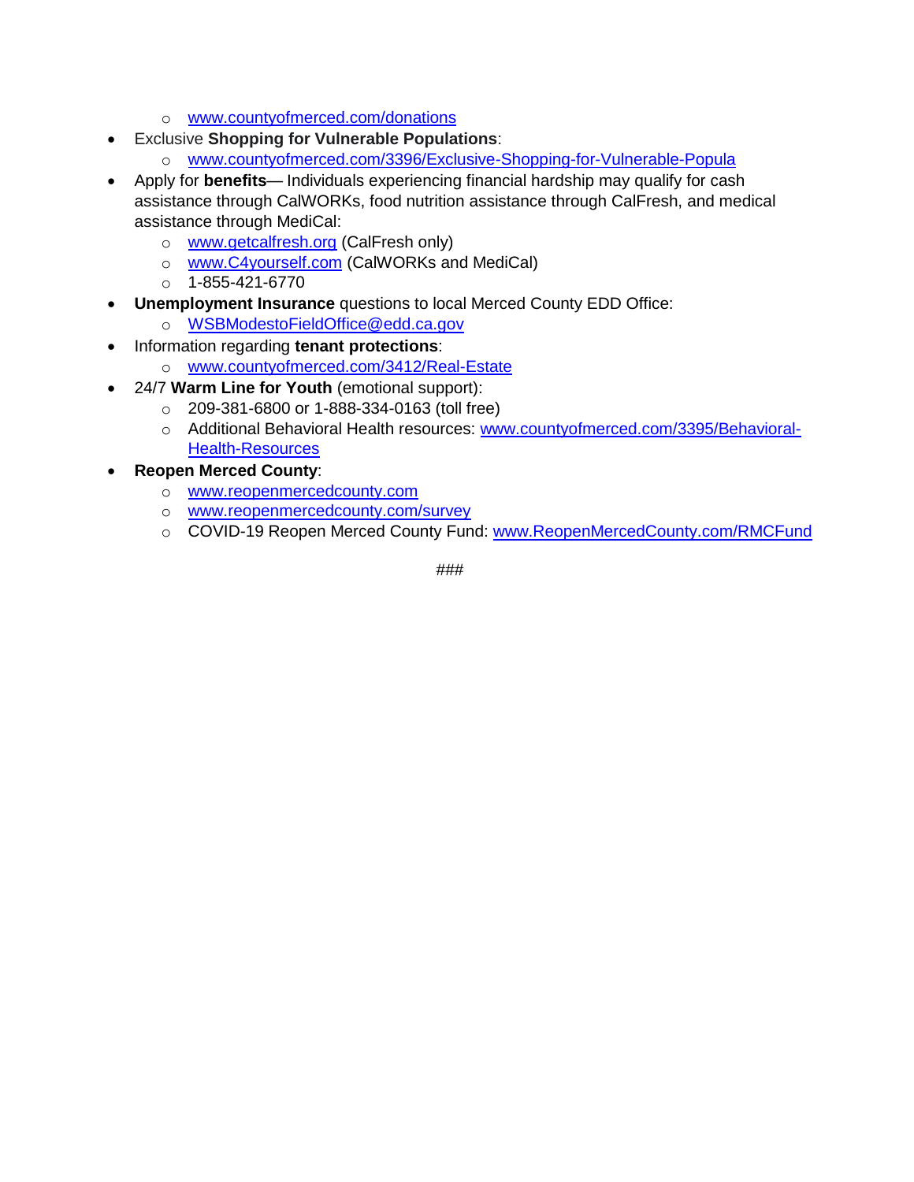- www.countyofmerced.com/donations
- Exclusive **Shopping for Vulnerable Populations**:
    - www.countyofmerced.com/3396/Exclusive-Shopping-for-Vulnerable-Popula
- Apply for **benefits**— Individuals experiencing financial hardship may qualify for cash assistance through CalWORKs, food nutrition assistance through CalFresh, and medical assistance through MediCal:
    - www.getcalfresh.org (CalFresh only)
    - www.C4yourself.com (CalWORKs and MediCal)
    - 1-855-421-6770
- **Unemployment Insurance** questions to local Merced County EDD Office:
    - WSBModestoFieldOffice@edd.ca.gov
- Information regarding **tenant protections**:
    - www.countyofmerced.com/3412/Real-Estate
- 24/7 **Warm Line for Youth** (emotional support):
    - 209-381-6800 or 1-888-334-0163 (toll free)
    - Additional Behavioral Health resources: www.countyofmerced.com/3395/Behavioral-Health-Resources
- **Reopen Merced County**:
    - www.reopenmercedcounty.com
    - www.reopenmercedcounty.com/survey
    - COVID-19 Reopen Merced County Fund: www.ReopenMercedCounty.com/RMCFund

###